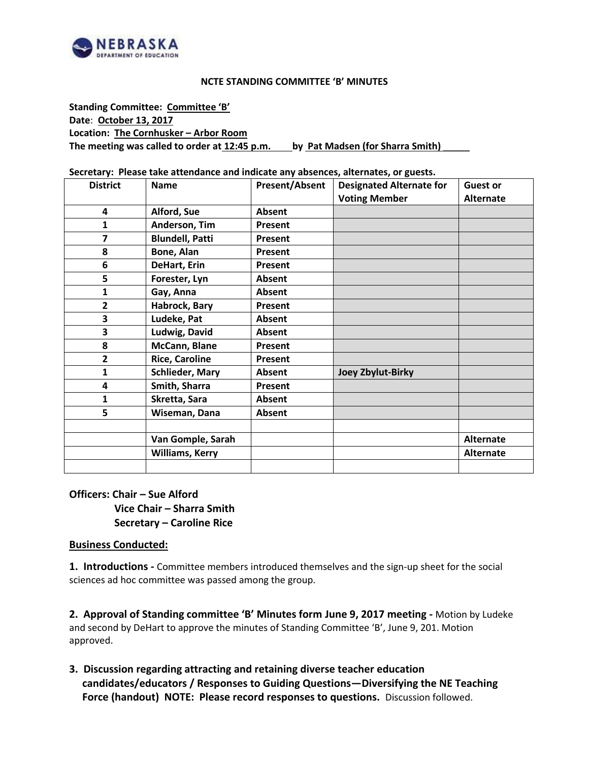NEBRASKA DEPARTMENT OF EDUCATION

**NCTE STANDING COMMITTEE 'B' MINUTES**

**Standing Committee:** **Committee 'B'**
**Date**: **October 13, 2017**
**Location:** **The Cornhusker – Arbor Room**
**The meeting was called to order at 12:45 p.m. by Pat Madsen (for Sharra Smith)**

**Secretary: Please take attendance and indicate any absences, alternates, or guests.**

| District | Name | Present/Absent | Designated Alternate for Voting Member | Guest or Alternate |
|---|---|---|---|---|
| 4 | Alford, Sue | Absent | | |
| 1 | Anderson, Tim | Present | | |
| 7 | Blundell, Patti | Present | | |
| 8 | Bone, Alan | Present | | |
| 6 | DeHart, Erin | Present | | |
| 5 | Forester, Lyn | Absent | | |
| 1 | Gay, Anna | Absent | | |
| 2 | Habrock, Bary | Present | | |
| 3 | Ludeke, Pat | Absent | | |
| 3 | Ludwig, David | Absent | | |
| 8 | McCann, Blane | Present | | |
| 2 | Rice, Caroline | Present | | |
| 1 | Schlieder, Mary | Absent | Joey Zbylut-Birky | |
| 4 | Smith, Sharra | Present | | |
| 1 | Skretta, Sara | Absent | | |
| 5 | Wiseman, Dana | Absent | | |
| | | | | |
| | Van Gomple, Sarah | | | Alternate |
| | Williams, Kerry | | | Alternate |
| | | | | |

**Officers: Chair – Sue Alford**
**Vice Chair – Sharra Smith**
**Secretary – Caroline Rice**

**Business Conducted:**

**1. Introductions -** Committee members introduced themselves and the sign-up sheet for the social sciences ad hoc committee was passed among the group.

**2. Approval of Standing committee 'B' Minutes form June 9, 2017 meeting -** Motion by Ludeke and second by DeHart to approve the minutes of Standing Committee 'B', June 9, 201. Motion approved.

**3. Discussion regarding attracting and retaining diverse teacher education candidates/educators / Responses to Guiding Questions—Diversifying the NE Teaching Force (handout) NOTE: Please record responses to questions.** Discussion followed.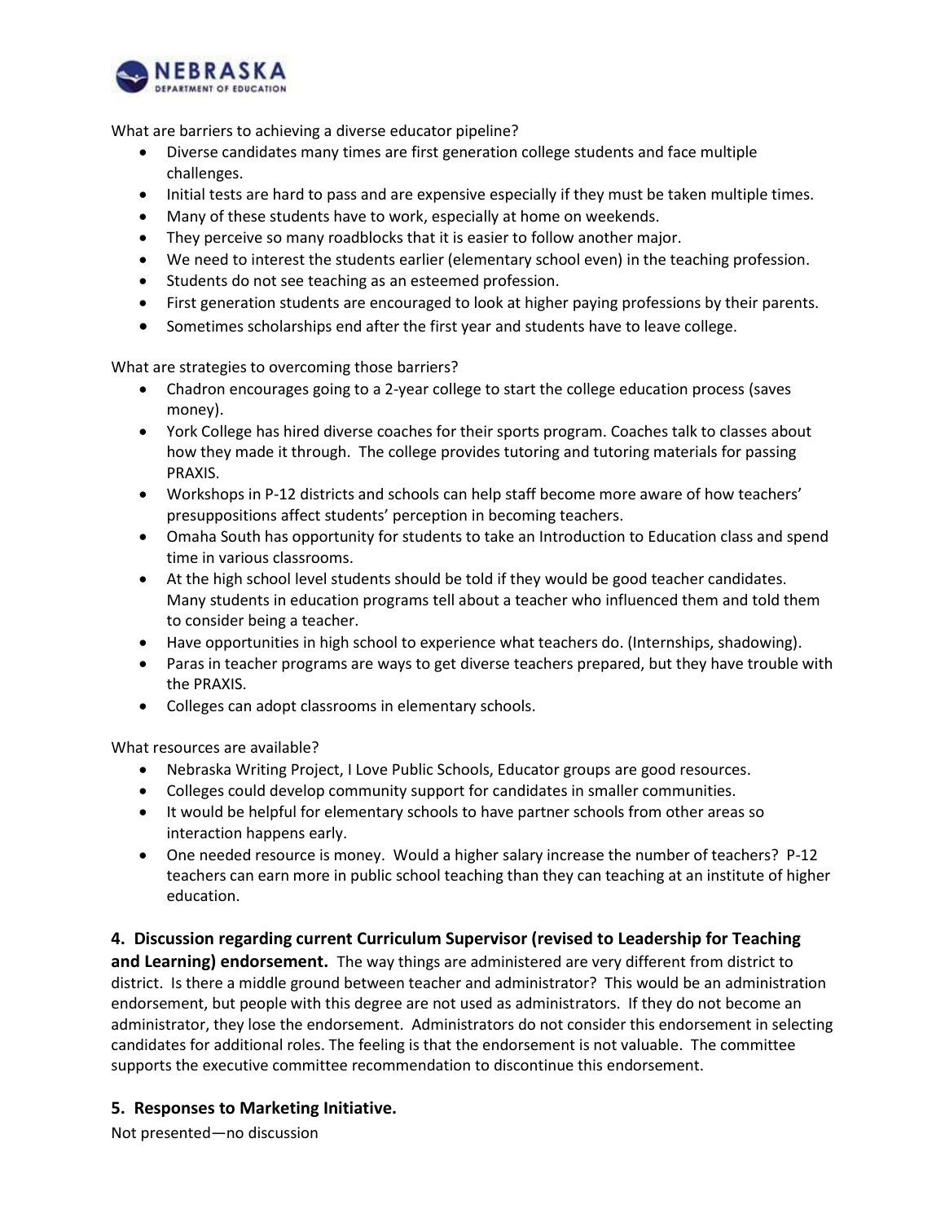What are barriers to achieving a diverse educator pipeline?

- Diverse candidates many times are first generation college students and face multiple challenges.
- Initial tests are hard to pass and are expensive especially if they must be taken multiple times.
- Many of these students have to work, especially at home on weekends.
- They perceive so many roadblocks that it is easier to follow another major.
- We need to interest the students earlier (elementary school even) in the teaching profession.
- Students do not see teaching as an esteemed profession.
- First generation students are encouraged to look at higher paying professions by their parents.
- Sometimes scholarships end after the first year and students have to leave college.

What are strategies to overcoming those barriers?

- Chadron encourages going to a 2-year college to start the college education process (saves money).
- York College has hired diverse coaches for their sports program. Coaches talk to classes about how they made it through. The college provides tutoring and tutoring materials for passing PRAXIS.
- Workshops in P-12 districts and schools can help staff become more aware of how teachers' presuppositions affect students' perception in becoming teachers.
- Omaha South has opportunity for students to take an Introduction to Education class and spend time in various classrooms.
- At the high school level students should be told if they would be good teacher candidates. Many students in education programs tell about a teacher who influenced them and told them to consider being a teacher.
- Have opportunities in high school to experience what teachers do. (Internships, shadowing).
- Paras in teacher programs are ways to get diverse teachers prepared, but they have trouble with the PRAXIS.
- Colleges can adopt classrooms in elementary schools.

What resources are available?

- Nebraska Writing Project, I Love Public Schools, Educator groups are good resources.
- Colleges could develop community support for candidates in smaller communities.
- It would be helpful for elementary schools to have partner schools from other areas so interaction happens early.
- One needed resource is money. Would a higher salary increase the number of teachers? P-12 teachers can earn more in public school teaching than they can teaching at an institute of higher education.

**4. Discussion regarding current Curriculum Supervisor (revised to Leadership for Teaching and Learning) endorsement.** The way things are administered are very different from district to district. Is there a middle ground between teacher and administrator? This would be an administration endorsement, but people with this degree are not used as administrators. If they do not become an administrator, they lose the endorsement. Administrators do not consider this endorsement in selecting candidates for additional roles. The feeling is that the endorsement is not valuable. The committee supports the executive committee recommendation to discontinue this endorsement.

## 5. Responses to Marketing Initiative.

Not presented—no discussion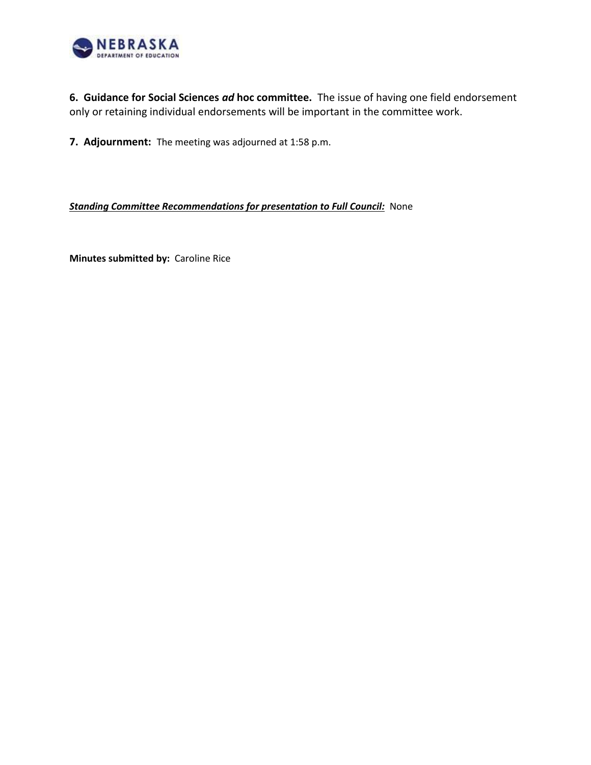**6. Guidance for Social Sciences *ad* hoc committee.** The issue of having one field endorsement only or retaining individual endorsements will be important in the committee work.

**7. Adjournment:** The meeting was adjourned at 1:58 p.m.

***Standing Committee Recommendations for presentation to Full Council:*** None

**Minutes submitted by:** Caroline Rice